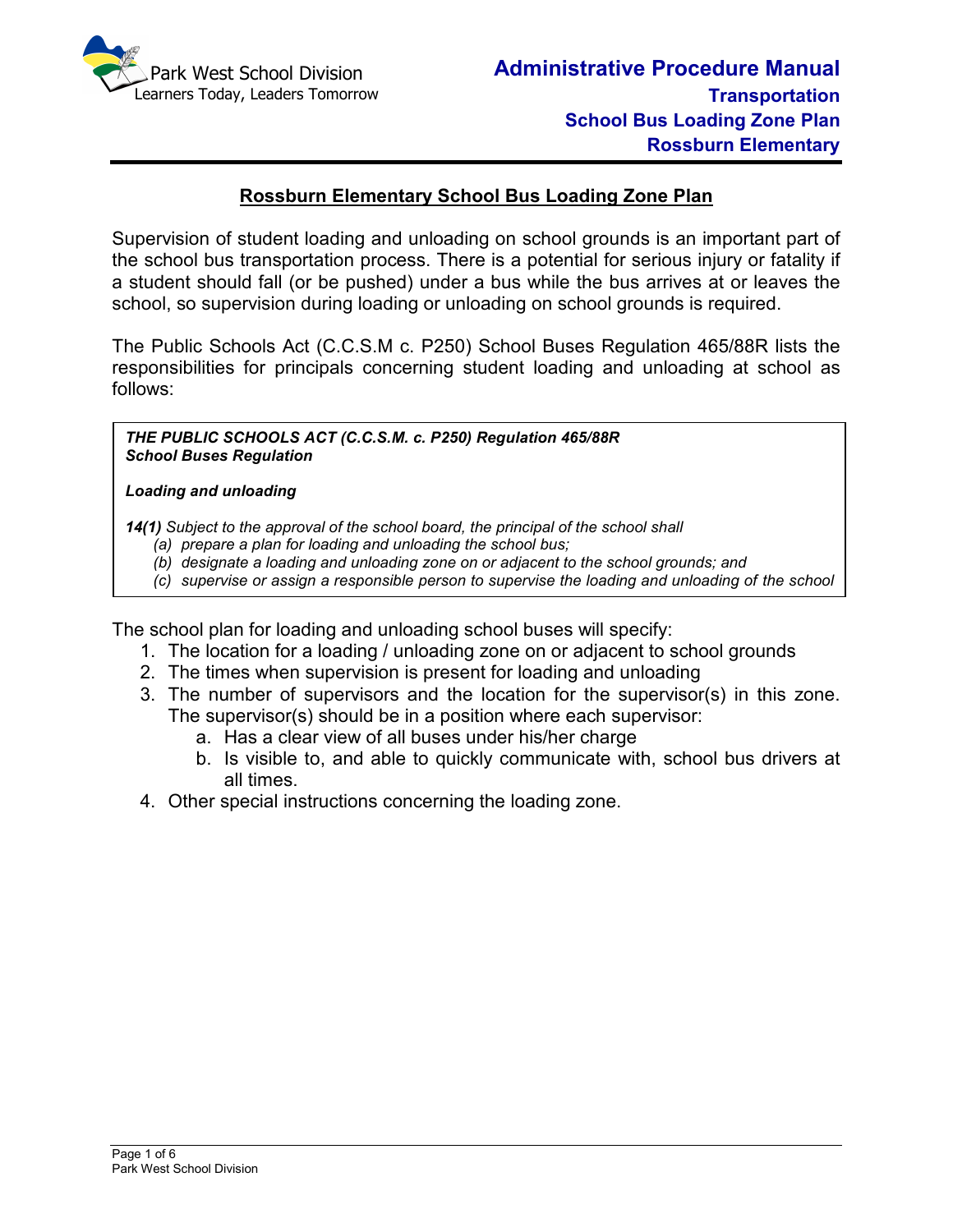# Rossburn Elementary School Bus Loading Zone Plan

Supervision of student loading and unloading on school grounds is an important part of the school bus transportation process. There is a potential for serious injury or fatality if a student should fall (or be pushed) under a bus while the bus arrives at or leaves the school, so supervision during loading or unloading on school grounds is required.

The Public Schools Act (C.C.S.M c. P250) School Buses Regulation 465/88R lists the responsibilities for principals concerning student loading and unloading at school as follows:

> ***THE PUBLIC SCHOOLS ACT (C.C.S.M. c. P250) Regulation 465/88R***
> ***School Buses Regulation***
>
> ***Loading and unloading***
>
> ***14(1)*** *Subject to the approval of the school board, the principal of the school shall*
> *(a) prepare a plan for loading and unloading the school bus;*
> *(b) designate a loading and unloading zone on or adjacent to the school grounds; and*
> *(c) supervise or assign a responsible person to supervise the loading and unloading of the school*

The school plan for loading and unloading school buses will specify:

1. The location for a loading / unloading zone on or adjacent to school grounds
2. The times when supervision is present for loading and unloading
3. The number of supervisors and the location for the supervisor(s) in this zone. The supervisor(s) should be in a position where each supervisor:
   a. Has a clear view of all buses under his/her charge
   b. Is visible to, and able to quickly communicate with, school bus drivers at all times.
4. Other special instructions concerning the loading zone.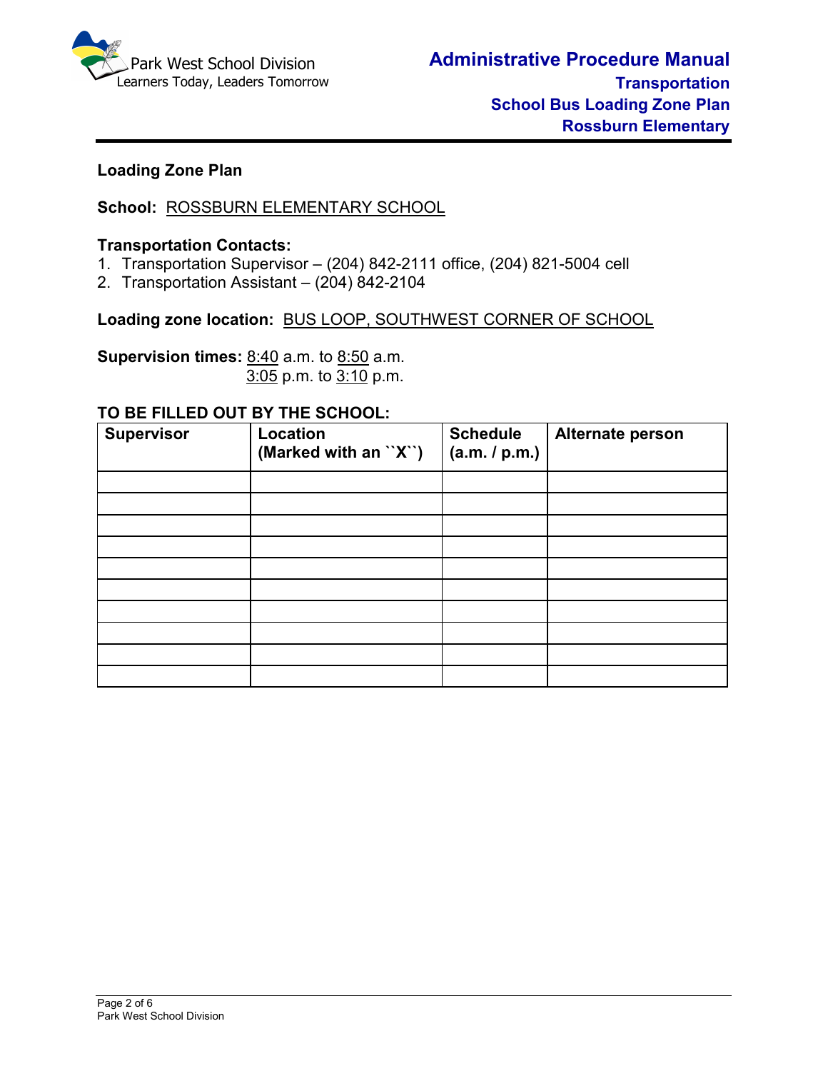## Loading Zone Plan

**School:** ROSSBURN ELEMENTARY SCHOOL

**Transportation Contacts:**

1. Transportation Supervisor – (204) 842-2111 office, (204) 821-5004 cell
2. Transportation Assistant – (204) 842-2104

**Loading zone location:** BUS LOOP, SOUTHWEST CORNER OF SCHOOL

**Supervision times:** 8:40 a.m. to 8:50 a.m.
3:05 p.m. to 3:10 p.m.

**TO BE FILLED OUT BY THE SCHOOL:**

| Supervisor | Location (Marked with an ``X``) | Schedule (a.m. / p.m.) | Alternate person |
|---|---|---|---|
| | | | |
| | | | |
| | | | |
| | | | |
| | | | |
| | | | |
| | | | |
| | | | |
| | | | |
| | | | |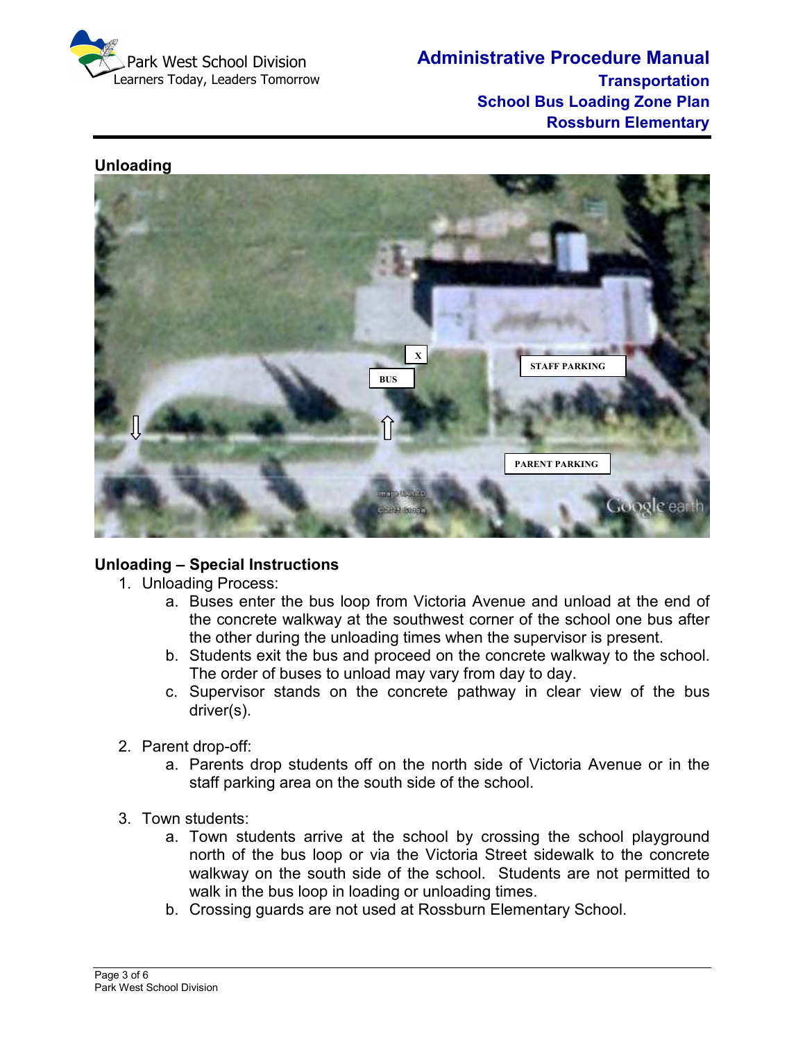## Unloading

## Unloading – Special Instructions

1. Unloading Process:
   a. Buses enter the bus loop from Victoria Avenue and unload at the end of the concrete walkway at the southwest corner of the school one bus after the other during the unloading times when the supervisor is present.
   b. Students exit the bus and proceed on the concrete walkway to the school. The order of buses to unload may vary from day to day.
   c. Supervisor stands on the concrete pathway in clear view of the bus driver(s).

2. Parent drop-off:
   a. Parents drop students off on the north side of Victoria Avenue or in the staff parking area on the south side of the school.

3. Town students:
   a. Town students arrive at the school by crossing the school playground north of the bus loop or via the Victoria Street sidewalk to the concrete walkway on the south side of the school. Students are not permitted to walk in the bus loop in loading or unloading times.
   b. Crossing guards are not used at Rossburn Elementary School.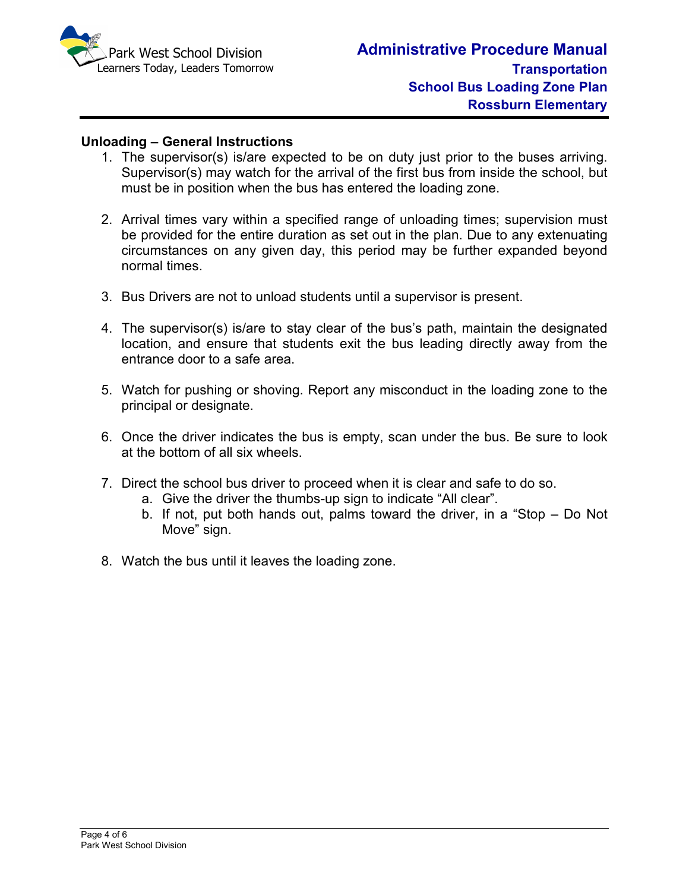## Unloading – General Instructions

1. The supervisor(s) is/are expected to be on duty just prior to the buses arriving. Supervisor(s) may watch for the arrival of the first bus from inside the school, but must be in position when the bus has entered the loading zone.

2. Arrival times vary within a specified range of unloading times; supervision must be provided for the entire duration as set out in the plan. Due to any extenuating circumstances on any given day, this period may be further expanded beyond normal times.

3. Bus Drivers are not to unload students until a supervisor is present.

4. The supervisor(s) is/are to stay clear of the bus's path, maintain the designated location, and ensure that students exit the bus leading directly away from the entrance door to a safe area.

5. Watch for pushing or shoving. Report any misconduct in the loading zone to the principal or designate.

6. Once the driver indicates the bus is empty, scan under the bus. Be sure to look at the bottom of all six wheels.

7. Direct the school bus driver to proceed when it is clear and safe to do so.
   a. Give the driver the thumbs-up sign to indicate "All clear".
   b. If not, put both hands out, palms toward the driver, in a "Stop – Do Not Move" sign.

8. Watch the bus until it leaves the loading zone.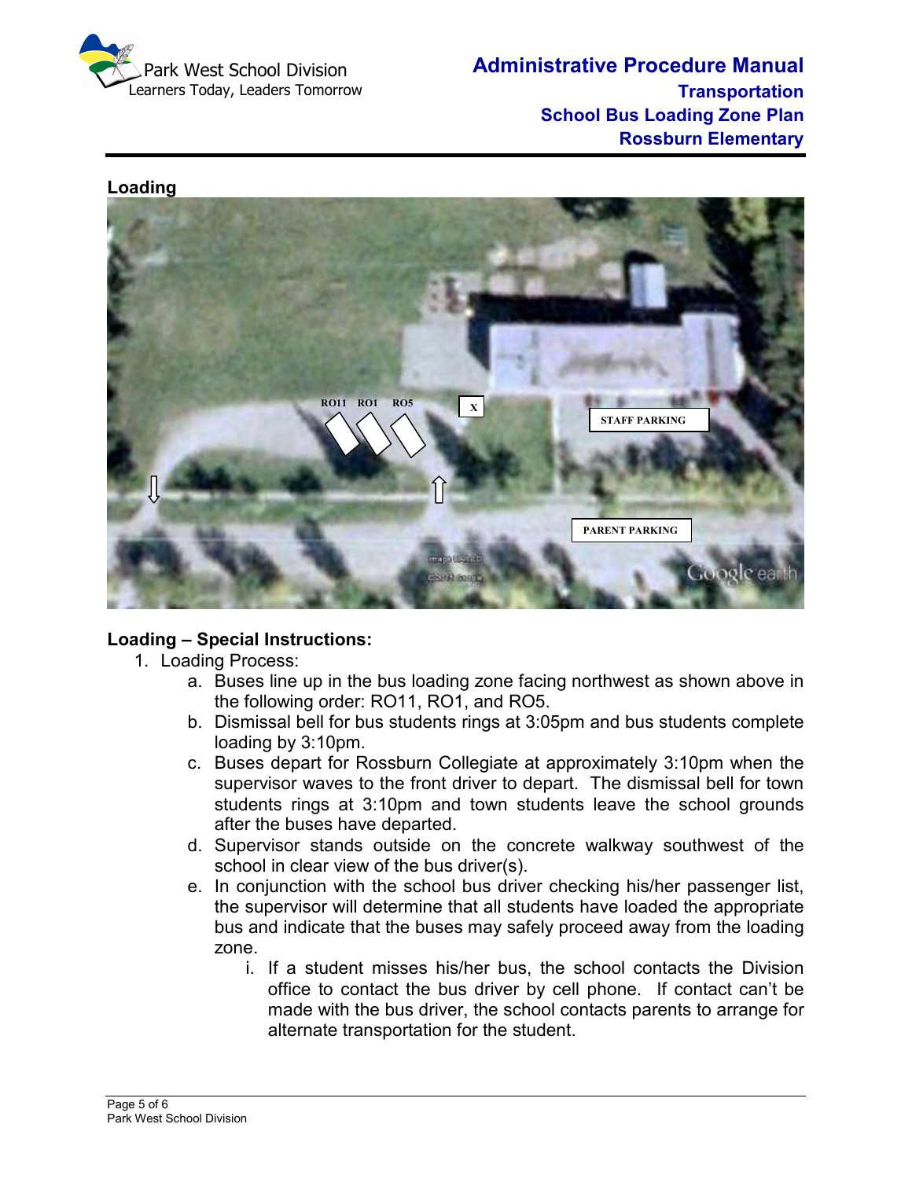## Loading

## Loading – Special Instructions:

1. Loading Process:
    a. Buses line up in the bus loading zone facing northwest as shown above in the following order: RO11, RO1, and RO5.
    b. Dismissal bell for bus students rings at 3:05pm and bus students complete loading by 3:10pm.
    c. Buses depart for Rossburn Collegiate at approximately 3:10pm when the supervisor waves to the front driver to depart. The dismissal bell for town students rings at 3:10pm and town students leave the school grounds after the buses have departed.
    d. Supervisor stands outside on the concrete walkway southwest of the school in clear view of the bus driver(s).
    e. In conjunction with the school bus driver checking his/her passenger list, the supervisor will determine that all students have loaded the appropriate bus and indicate that the buses may safely proceed away from the loading zone.
        i. If a student misses his/her bus, the school contacts the Division office to contact the bus driver by cell phone. If contact can't be made with the bus driver, the school contacts parents to arrange for alternate transportation for the student.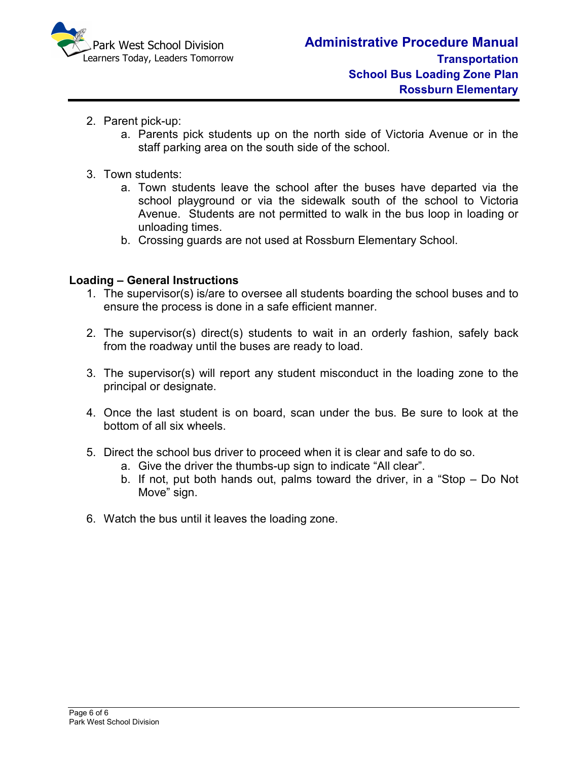2. Parent pick-up:
    a. Parents pick students up on the north side of Victoria Avenue or in the staff parking area on the south side of the school.

3. Town students:
    a. Town students leave the school after the buses have departed via the school playground or via the sidewalk south of the school to Victoria Avenue. Students are not permitted to walk in the bus loop in loading or unloading times.
    b. Crossing guards are not used at Rossburn Elementary School.

**Loading – General Instructions**

1. The supervisor(s) is/are to oversee all students boarding the school buses and to ensure the process is done in a safe efficient manner.

2. The supervisor(s) direct(s) students to wait in an orderly fashion, safely back from the roadway until the buses are ready to load.

3. The supervisor(s) will report any student misconduct in the loading zone to the principal or designate.

4. Once the last student is on board, scan under the bus. Be sure to look at the bottom of all six wheels.

5. Direct the school bus driver to proceed when it is clear and safe to do so.
    a. Give the driver the thumbs-up sign to indicate "All clear".
    b. If not, put both hands out, palms toward the driver, in a "Stop – Do Not Move" sign.

6. Watch the bus until it leaves the loading zone.